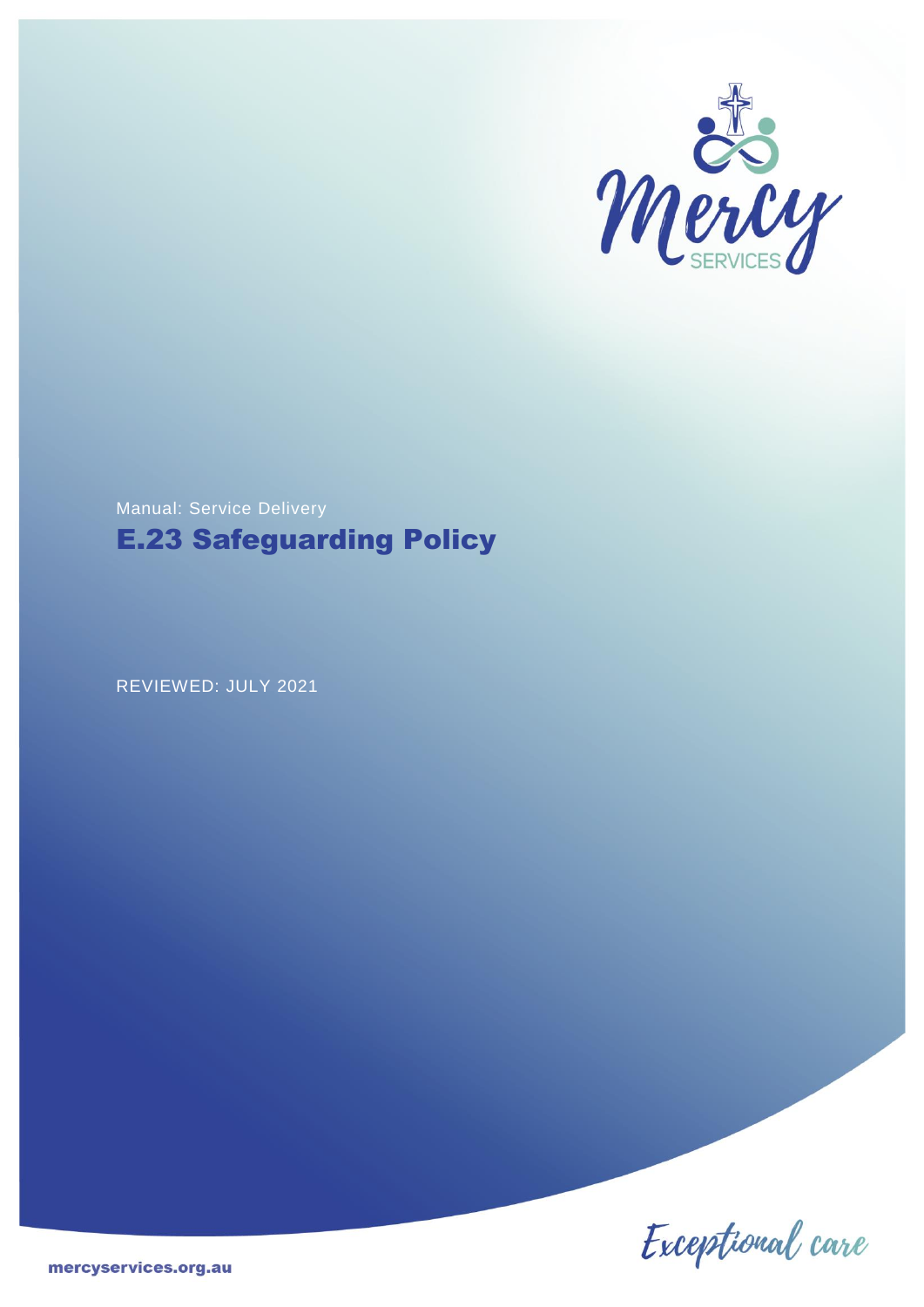Manual: Service Delivery

# E.23 Safeguarding Policy

REVIEWED: JULY 2021

Exceptional care

mercyservices.org.au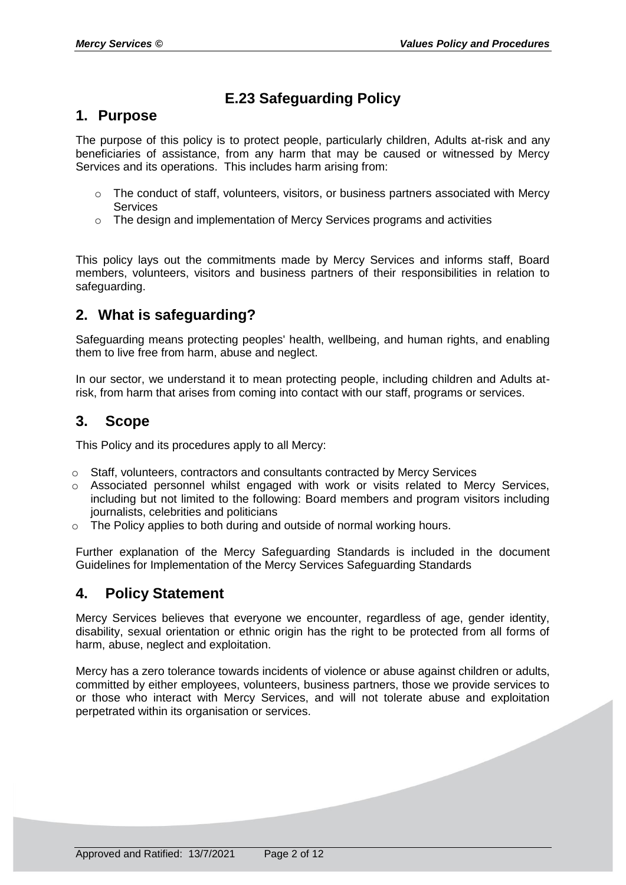# E.23 Safeguarding Policy

## 1. Purpose

The purpose of this policy is to protect people, particularly children, Adults at-risk and any beneficiaries of assistance, from any harm that may be caused or witnessed by Mercy Services and its operations. This includes harm arising from:

- The conduct of staff, volunteers, visitors, or business partners associated with Mercy Services
- The design and implementation of Mercy Services programs and activities

This policy lays out the commitments made by Mercy Services and informs staff, Board members, volunteers, visitors and business partners of their responsibilities in relation to safeguarding.

## 2. What is safeguarding?

Safeguarding means protecting peoples' health, wellbeing, and human rights, and enabling them to live free from harm, abuse and neglect.

In our sector, we understand it to mean protecting people, including children and Adults at-risk, from harm that arises from coming into contact with our staff, programs or services.

## 3. Scope

This Policy and its procedures apply to all Mercy:

- Staff, volunteers, contractors and consultants contracted by Mercy Services
- Associated personnel whilst engaged with work or visits related to Mercy Services, including but not limited to the following: Board members and program visitors including journalists, celebrities and politicians
- The Policy applies to both during and outside of normal working hours.

Further explanation of the Mercy Safeguarding Standards is included in the document Guidelines for Implementation of the Mercy Services Safeguarding Standards

## 4. Policy Statement

Mercy Services believes that everyone we encounter, regardless of age, gender identity, disability, sexual orientation or ethnic origin has the right to be protected from all forms of harm, abuse, neglect and exploitation.

Mercy has a zero tolerance towards incidents of violence or abuse against children or adults, committed by either employees, volunteers, business partners, those we provide services to or those who interact with Mercy Services, and will not tolerate abuse and exploitation perpetrated within its organisation or services.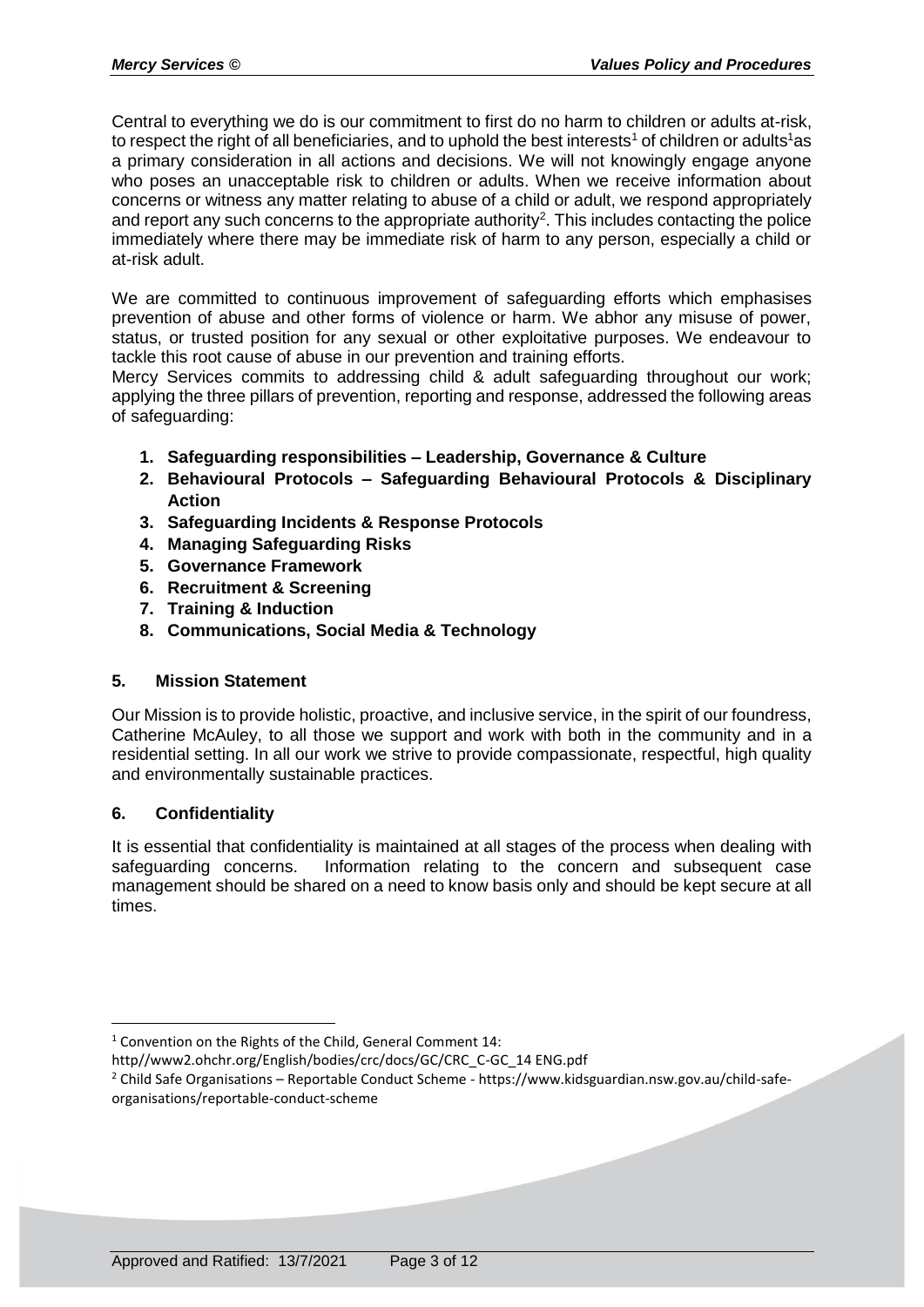Central to everything we do is our commitment to first do no harm to children or adults at-risk, to respect the right of all beneficiaries, and to uphold the best interests[1] of children or adults[1]as a primary consideration in all actions and decisions. We will not knowingly engage anyone who poses an unacceptable risk to children or adults. When we receive information about concerns or witness any matter relating to abuse of a child or adult, we respond appropriately and report any such concerns to the appropriate authority[2]. This includes contacting the police immediately where there may be immediate risk of harm to any person, especially a child or at-risk adult.

We are committed to continuous improvement of safeguarding efforts which emphasises prevention of abuse and other forms of violence or harm. We abhor any misuse of power, status, or trusted position for any sexual or other exploitative purposes. We endeavour to tackle this root cause of abuse in our prevention and training efforts.

Mercy Services commits to addressing child & adult safeguarding throughout our work; applying the three pillars of prevention, reporting and response, addressed the following areas of safeguarding:

1. **Safeguarding responsibilities – Leadership, Governance & Culture**
2. **Behavioural Protocols – Safeguarding Behavioural Protocols & Disciplinary Action**
3. **Safeguarding Incidents & Response Protocols**
4. **Managing Safeguarding Risks**
5. **Governance Framework**
6. **Recruitment & Screening**
7. **Training & Induction**
8. **Communications, Social Media & Technology**

## 5. Mission Statement

Our Mission is to provide holistic, proactive, and inclusive service, in the spirit of our foundress, Catherine McAuley, to all those we support and work with both in the community and in a residential setting. In all our work we strive to provide compassionate, respectful, high quality and environmentally sustainable practices.

## 6. Confidentiality

It is essential that confidentiality is maintained at all stages of the process when dealing with safeguarding concerns. Information relating to the concern and subsequent case management should be shared on a need to know basis only and should be kept secure at all times.

---

[1] Convention on the Rights of the Child, General Comment 14: http//www2.ohchr.org/English/bodies/crc/docs/GC/CRC_C-GC_14 ENG.pdf

[2] Child Safe Organisations – Reportable Conduct Scheme - https://www.kidsguardian.nsw.gov.au/child-safe-organisations/reportable-conduct-scheme

Approved and Ratified: 13/7/2021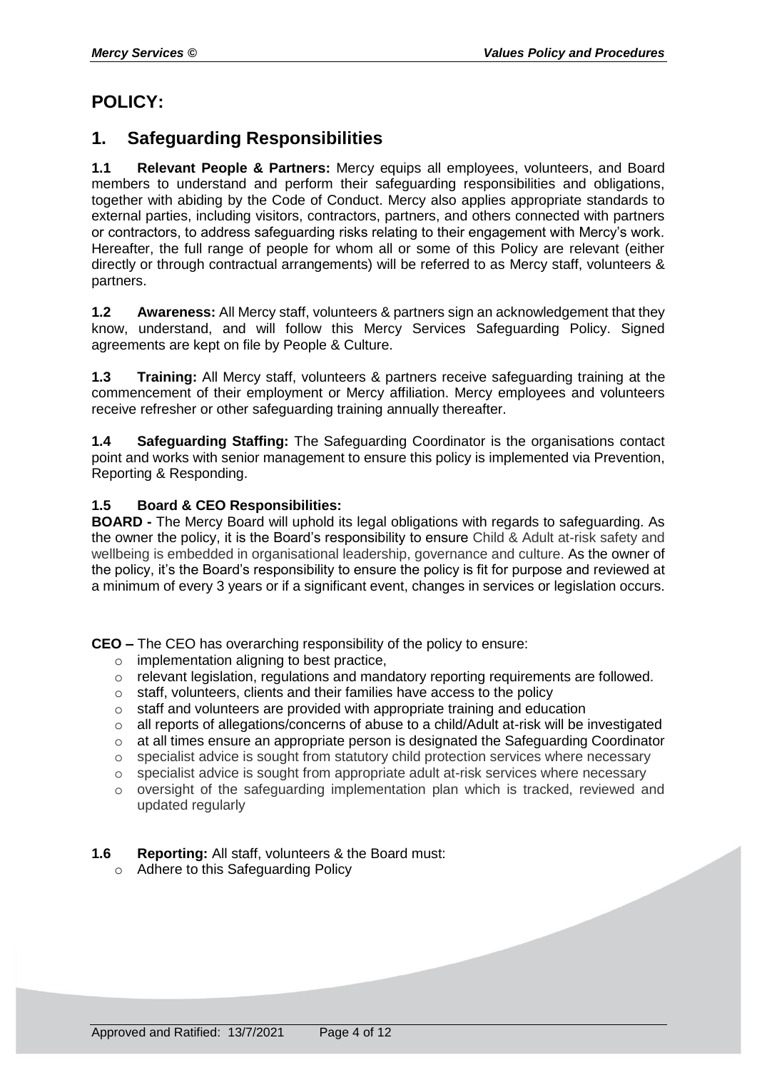# POLICY:

## 1. Safeguarding Responsibilities

**1.1 Relevant People & Partners:** Mercy equips all employees, volunteers, and Board members to understand and perform their safeguarding responsibilities and obligations, together with abiding by the Code of Conduct. Mercy also applies appropriate standards to external parties, including visitors, contractors, partners, and others connected with partners or contractors, to address safeguarding risks relating to their engagement with Mercy's work. Hereafter, the full range of people for whom all or some of this Policy are relevant (either directly or through contractual arrangements) will be referred to as Mercy staff, volunteers & partners.

**1.2 Awareness:** All Mercy staff, volunteers & partners sign an acknowledgement that they know, understand, and will follow this Mercy Services Safeguarding Policy. Signed agreements are kept on file by People & Culture.

**1.3 Training:** All Mercy staff, volunteers & partners receive safeguarding training at the commencement of their employment or Mercy affiliation. Mercy employees and volunteers receive refresher or other safeguarding training annually thereafter.

**1.4 Safeguarding Staffing:** The Safeguarding Coordinator is the organisations contact point and works with senior management to ensure this policy is implemented via Prevention, Reporting & Responding.

**1.5 Board & CEO Responsibilities:**

**BOARD -** The Mercy Board will uphold its legal obligations with regards to safeguarding. As the owner the policy, it is the Board's responsibility to ensure Child & Adult at-risk safety and wellbeing is embedded in organisational leadership, governance and culture. As the owner of the policy, it's the Board's responsibility to ensure the policy is fit for purpose and reviewed at a minimum of every 3 years or if a significant event, changes in services or legislation occurs.

**CEO –** The CEO has overarching responsibility of the policy to ensure:

- implementation aligning to best practice,
- relevant legislation, regulations and mandatory reporting requirements are followed.
- staff, volunteers, clients and their families have access to the policy
- staff and volunteers are provided with appropriate training and education
- all reports of allegations/concerns of abuse to a child/Adult at-risk will be investigated
- at all times ensure an appropriate person is designated the Safeguarding Coordinator
- specialist advice is sought from statutory child protection services where necessary
- specialist advice is sought from appropriate adult at-risk services where necessary
- oversight of the safeguarding implementation plan which is tracked, reviewed and updated regularly

**1.6 Reporting:** All staff, volunteers & the Board must:

- Adhere to this Safeguarding Policy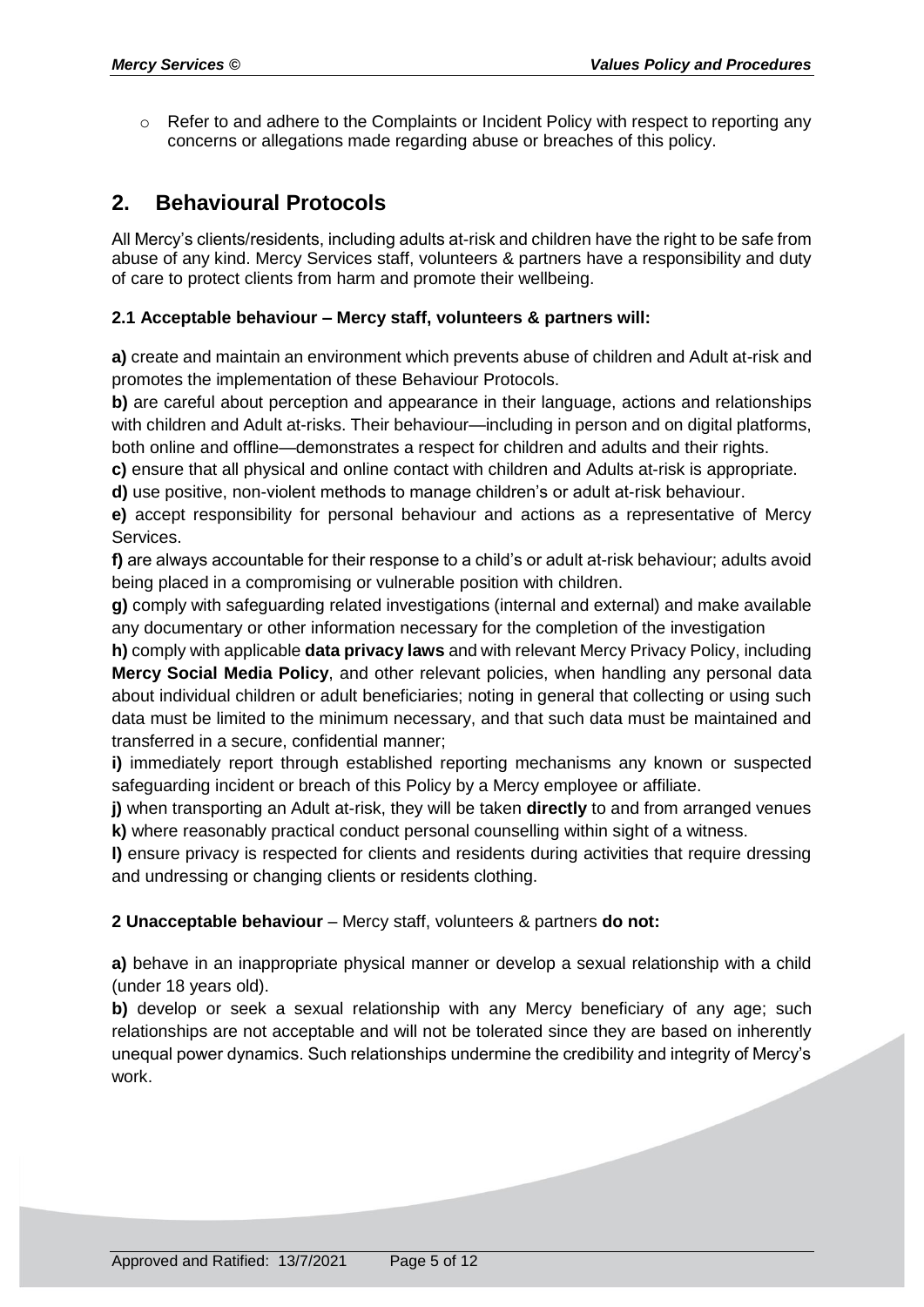- Refer to and adhere to the Complaints or Incident Policy with respect to reporting any concerns or allegations made regarding abuse or breaches of this policy.

## 2. Behavioural Protocols

All Mercy's clients/residents, including adults at-risk and children have the right to be safe from abuse of any kind. Mercy Services staff, volunteers & partners have a responsibility and duty of care to protect clients from harm and promote their wellbeing.

### 2.1 Acceptable behaviour – Mercy staff, volunteers & partners will:

**a)** create and maintain an environment which prevents abuse of children and Adult at-risk and promotes the implementation of these Behaviour Protocols.

**b)** are careful about perception and appearance in their language, actions and relationships with children and Adult at-risks. Their behaviour—including in person and on digital platforms, both online and offline—demonstrates a respect for children and adults and their rights.

**c)** ensure that all physical and online contact with children and Adults at-risk is appropriate.

**d)** use positive, non-violent methods to manage children's or adult at-risk behaviour.

**e)** accept responsibility for personal behaviour and actions as a representative of Mercy Services.

**f)** are always accountable for their response to a child's or adult at-risk behaviour; adults avoid being placed in a compromising or vulnerable position with children.

**g)** comply with safeguarding related investigations (internal and external) and make available any documentary or other information necessary for the completion of the investigation

**h)** comply with applicable **data privacy laws** and with relevant Mercy Privacy Policy, including **Mercy Social Media Policy**, and other relevant policies, when handling any personal data about individual children or adult beneficiaries; noting in general that collecting or using such data must be limited to the minimum necessary, and that such data must be maintained and transferred in a secure, confidential manner;

**i)** immediately report through established reporting mechanisms any known or suspected safeguarding incident or breach of this Policy by a Mercy employee or affiliate.

**j)** when transporting an Adult at-risk, they will be taken **directly** to and from arranged venues

**k)** where reasonably practical conduct personal counselling within sight of a witness.

**l)** ensure privacy is respected for clients and residents during activities that require dressing and undressing or changing clients or residents clothing.

**2 Unacceptable behaviour** – Mercy staff, volunteers & partners **do not:**

**a)** behave in an inappropriate physical manner or develop a sexual relationship with a child (under 18 years old).

**b)** develop or seek a sexual relationship with any Mercy beneficiary of any age; such relationships are not acceptable and will not be tolerated since they are based on inherently unequal power dynamics. Such relationships undermine the credibility and integrity of Mercy's work.

Approved and Ratified: 13/7/2021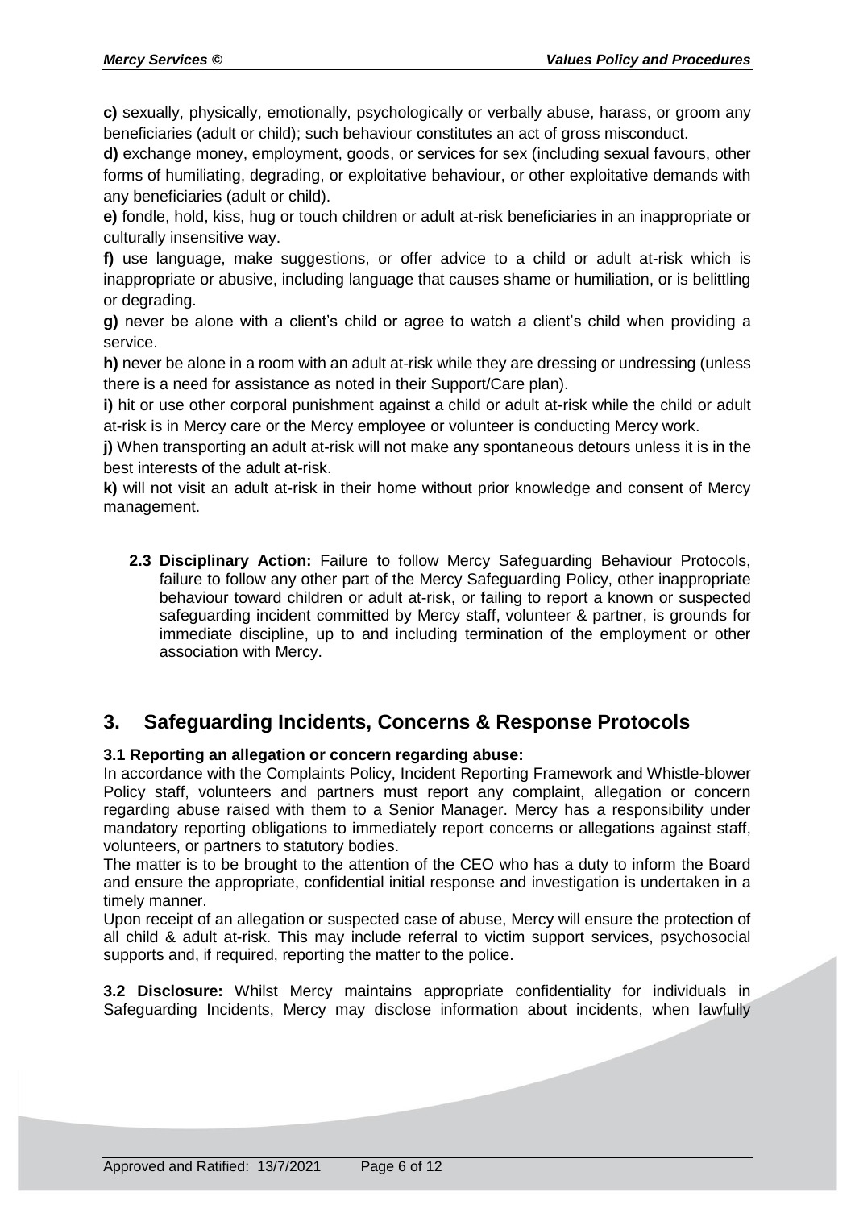**c)** sexually, physically, emotionally, psychologically or verbally abuse, harass, or groom any beneficiaries (adult or child); such behaviour constitutes an act of gross misconduct.

**d)** exchange money, employment, goods, or services for sex (including sexual favours, other forms of humiliating, degrading, or exploitative behaviour, or other exploitative demands with any beneficiaries (adult or child).

**e)** fondle, hold, kiss, hug or touch children or adult at-risk beneficiaries in an inappropriate or culturally insensitive way.

**f)** use language, make suggestions, or offer advice to a child or adult at-risk which is inappropriate or abusive, including language that causes shame or humiliation, or is belittling or degrading.

**g)** never be alone with a client's child or agree to watch a client's child when providing a service.

**h)** never be alone in a room with an adult at-risk while they are dressing or undressing (unless there is a need for assistance as noted in their Support/Care plan).

**i)** hit or use other corporal punishment against a child or adult at-risk while the child or adult at-risk is in Mercy care or the Mercy employee or volunteer is conducting Mercy work.

**j)** When transporting an adult at-risk will not make any spontaneous detours unless it is in the best interests of the adult at-risk.

**k)** will not visit an adult at-risk in their home without prior knowledge and consent of Mercy management.

**2.3 Disciplinary Action:** Failure to follow Mercy Safeguarding Behaviour Protocols, failure to follow any other part of the Mercy Safeguarding Policy, other inappropriate behaviour toward children or adult at-risk, or failing to report a known or suspected safeguarding incident committed by Mercy staff, volunteer & partner, is grounds for immediate discipline, up to and including termination of the employment or other association with Mercy.

## 3. Safeguarding Incidents, Concerns & Response Protocols

**3.1 Reporting an allegation or concern regarding abuse:**

In accordance with the Complaints Policy, Incident Reporting Framework and Whistle-blower Policy staff, volunteers and partners must report any complaint, allegation or concern regarding abuse raised with them to a Senior Manager. Mercy has a responsibility under mandatory reporting obligations to immediately report concerns or allegations against staff, volunteers, or partners to statutory bodies.

The matter is to be brought to the attention of the CEO who has a duty to inform the Board and ensure the appropriate, confidential initial response and investigation is undertaken in a timely manner.

Upon receipt of an allegation or suspected case of abuse, Mercy will ensure the protection of all child & adult at-risk. This may include referral to victim support services, psychosocial supports and, if required, reporting the matter to the police.

**3.2 Disclosure:** Whilst Mercy maintains appropriate confidentiality for individuals in Safeguarding Incidents, Mercy may disclose information about incidents, when lawfully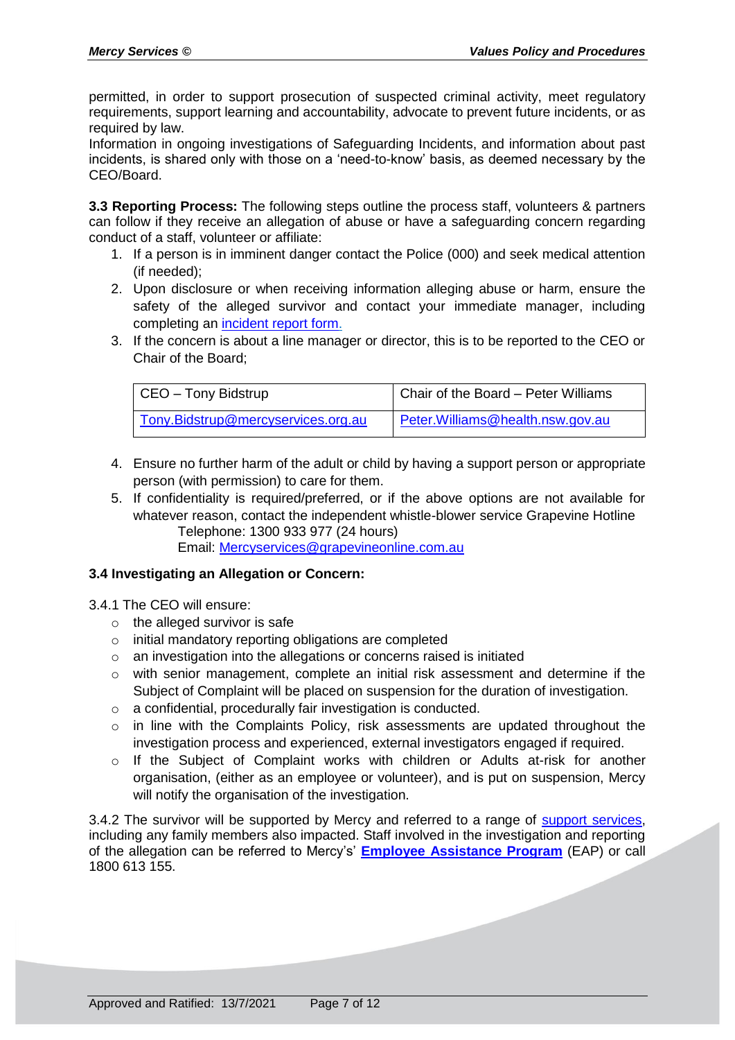permitted, in order to support prosecution of suspected criminal activity, meet regulatory requirements, support learning and accountability, advocate to prevent future incidents, or as required by law.

Information in ongoing investigations of Safeguarding Incidents, and information about past incidents, is shared only with those on a 'need-to-know' basis, as deemed necessary by the CEO/Board.

**3.3 Reporting Process:** The following steps outline the process staff, volunteers & partners can follow if they receive an allegation of abuse or have a safeguarding concern regarding conduct of a staff, volunteer or affiliate:

1. If a person is in imminent danger contact the Police (000) and seek medical attention (if needed);
2. Upon disclosure or when receiving information alleging abuse or harm, ensure the safety of the alleged survivor and contact your immediate manager, including completing an incident report form.
3. If the concern is about a line manager or director, this is to be reported to the CEO or Chair of the Board;

| CEO – Tony Bidstrup | Chair of the Board – Peter Williams |
|---|---|
| Tony.Bidstrup@mercyservices.org.au | Peter.Williams@health.nsw.gov.au |

4. Ensure no further harm of the adult or child by having a support person or appropriate person (with permission) to care for them.
5. If confidentiality is required/preferred, or if the above options are not available for whatever reason, contact the independent whistle-blower service Grapevine Hotline
   Telephone: 1300 933 977 (24 hours)
   Email: Mercyservices@grapevineonline.com.au

### 3.4 Investigating an Allegation or Concern:

3.4.1 The CEO will ensure:

- the alleged survivor is safe
- initial mandatory reporting obligations are completed
- an investigation into the allegations or concerns raised is initiated
- with senior management, complete an initial risk assessment and determine if the Subject of Complaint will be placed on suspension for the duration of investigation.
- a confidential, procedurally fair investigation is conducted.
- in line with the Complaints Policy, risk assessments are updated throughout the investigation process and experienced, external investigators engaged if required.
- If the Subject of Complaint works with children or Adults at-risk for another organisation, (either as an employee or volunteer), and is put on suspension, Mercy will notify the organisation of the investigation.

3.4.2 The survivor will be supported by Mercy and referred to a range of support services, including any family members also impacted. Staff involved in the investigation and reporting of the allegation can be referred to Mercy's' **Employee Assistance Program** (EAP) or call 1800 613 155.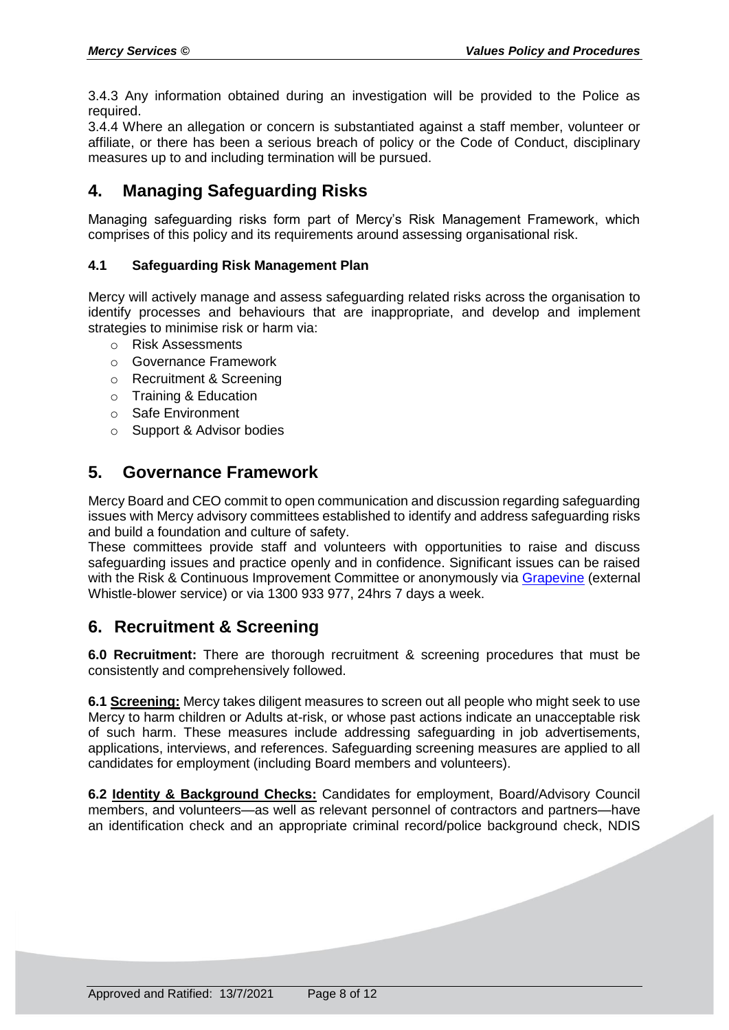3.4.3 Any information obtained during an investigation will be provided to the Police as required.

3.4.4 Where an allegation or concern is substantiated against a staff member, volunteer or affiliate, or there has been a serious breach of policy or the Code of Conduct, disciplinary measures up to and including termination will be pursued.

## 4. Managing Safeguarding Risks

Managing safeguarding risks form part of Mercy's Risk Management Framework, which comprises of this policy and its requirements around assessing organisational risk.

### 4.1 Safeguarding Risk Management Plan

Mercy will actively manage and assess safeguarding related risks across the organisation to identify processes and behaviours that are inappropriate, and develop and implement strategies to minimise risk or harm via:

- Risk Assessments
- Governance Framework
- Recruitment & Screening
- Training & Education
- Safe Environment
- Support & Advisor bodies

## 5. Governance Framework

Mercy Board and CEO commit to open communication and discussion regarding safeguarding issues with Mercy advisory committees established to identify and address safeguarding risks and build a foundation and culture of safety.

These committees provide staff and volunteers with opportunities to raise and discuss safeguarding issues and practice openly and in confidence. Significant issues can be raised with the Risk & Continuous Improvement Committee or anonymously via Grapevine (external Whistle-blower service) or via 1300 933 977, 24hrs 7 days a week.

## 6. Recruitment & Screening

**6.0 Recruitment:** There are thorough recruitment & screening procedures that must be consistently and comprehensively followed.

**6.1 Screening:** Mercy takes diligent measures to screen out all people who might seek to use Mercy to harm children or Adults at-risk, or whose past actions indicate an unacceptable risk of such harm. These measures include addressing safeguarding in job advertisements, applications, interviews, and references. Safeguarding screening measures are applied to all candidates for employment (including Board members and volunteers).

**6.2 Identity & Background Checks:** Candidates for employment, Board/Advisory Council members, and volunteers—as well as relevant personnel of contractors and partners—have an identification check and an appropriate criminal record/police background check, NDIS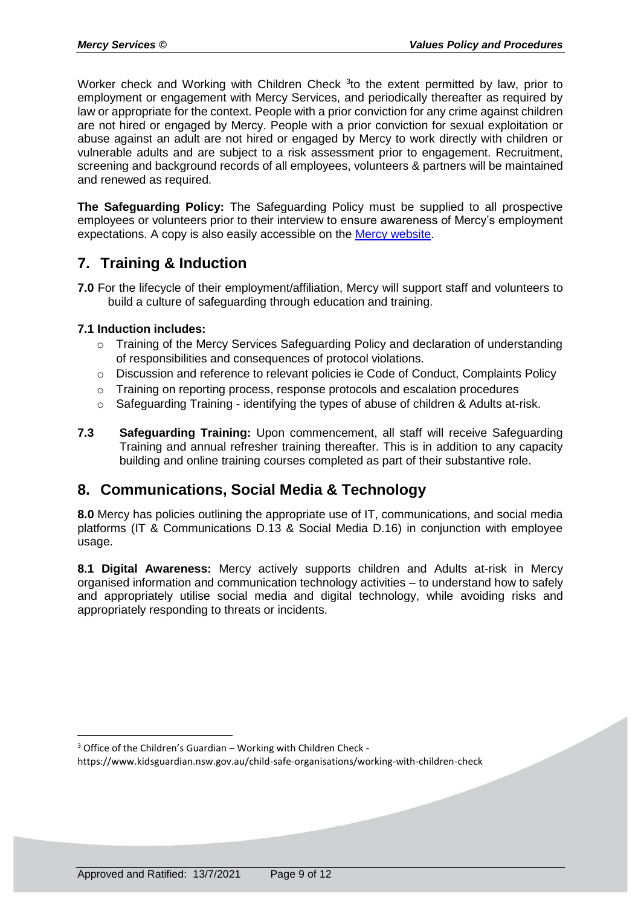Worker check and Working with Children Check [3]to the extent permitted by law, prior to employment or engagement with Mercy Services, and periodically thereafter as required by law or appropriate for the context. People with a prior conviction for any crime against children are not hired or engaged by Mercy. People with a prior conviction for sexual exploitation or abuse against an adult are not hired or engaged by Mercy to work directly with children or vulnerable adults and are subject to a risk assessment prior to engagement. Recruitment, screening and background records of all employees, volunteers & partners will be maintained and renewed as required.

**The Safeguarding Policy:** The Safeguarding Policy must be supplied to all prospective employees or volunteers prior to their interview to ensure awareness of Mercy's employment expectations. A copy is also easily accessible on the Mercy website.

## 7. Training & Induction

**7.0** For the lifecycle of their employment/affiliation, Mercy will support staff and volunteers to build a culture of safeguarding through education and training.

**7.1 Induction includes:**

- Training of the Mercy Services Safeguarding Policy and declaration of understanding of responsibilities and consequences of protocol violations.
- Discussion and reference to relevant policies ie Code of Conduct, Complaints Policy
- Training on reporting process, response protocols and escalation procedures
- Safeguarding Training - identifying the types of abuse of children & Adults at-risk.

**7.3 Safeguarding Training:** Upon commencement, all staff will receive Safeguarding Training and annual refresher training thereafter. This is in addition to any capacity building and online training courses completed as part of their substantive role.

## 8. Communications, Social Media & Technology

**8.0** Mercy has policies outlining the appropriate use of IT, communications, and social media platforms (IT & Communications D.13 & Social Media D.16) in conjunction with employee usage.

**8.1 Digital Awareness:** Mercy actively supports children and Adults at-risk in Mercy organised information and communication technology activities – to understand how to safely and appropriately utilise social media and digital technology, while avoiding risks and appropriately responding to threats or incidents.

[3] Office of the Children's Guardian – Working with Children Check - https://www.kidsguardian.nsw.gov.au/child-safe-organisations/working-with-children-check

Approved and Ratified: 13/7/2021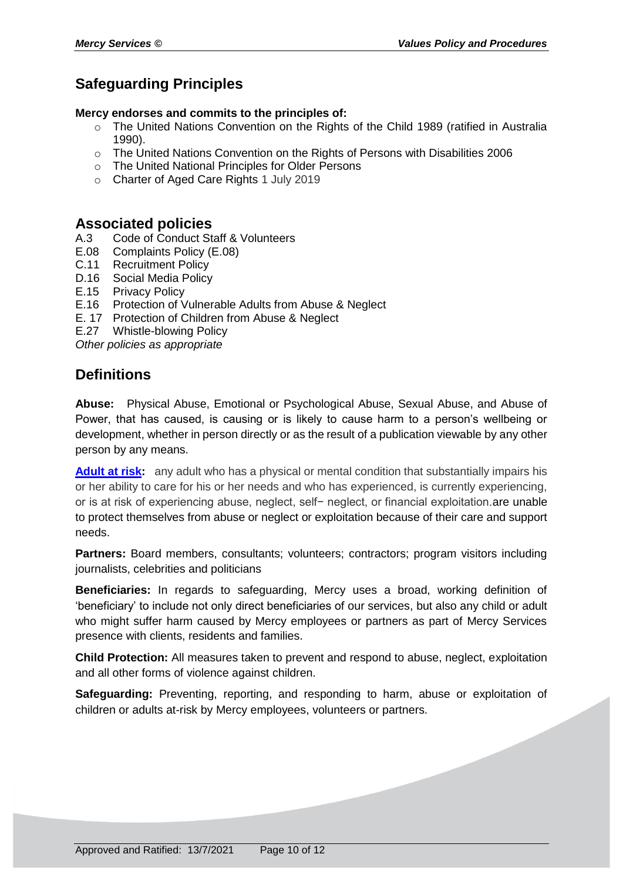## Safeguarding Principles

**Mercy endorses and commits to the principles of:**

- The United Nations Convention on the Rights of the Child 1989 (ratified in Australia 1990).
- The United Nations Convention on the Rights of Persons with Disabilities 2006
- The United National Principles for Older Persons
- Charter of Aged Care Rights 1 July 2019

## Associated policies

A.3 Code of Conduct Staff & Volunteers
E.08 Complaints Policy (E.08)
C.11 Recruitment Policy
D.16 Social Media Policy
E.15 Privacy Policy
E.16 Protection of Vulnerable Adults from Abuse & Neglect
E. 17 Protection of Children from Abuse & Neglect
E.27 Whistle-blowing Policy
*Other policies as appropriate*

## Definitions

**Abuse:** Physical Abuse, Emotional or Psychological Abuse, Sexual Abuse, and Abuse of Power, that has caused, is causing or is likely to cause harm to a person's wellbeing or development, whether in person directly or as the result of a publication viewable by any other person by any means.

**Adult at risk:** any adult who has a physical or mental condition that substantially impairs his or her ability to care for his or her needs and who has experienced, is currently experiencing, or is at risk of experiencing abuse, neglect, self‑ neglect, or financial exploitation.are unable to protect themselves from abuse or neglect or exploitation because of their care and support needs.

**Partners:** Board members, consultants; volunteers; contractors; program visitors including journalists, celebrities and politicians

**Beneficiaries:** In regards to safeguarding, Mercy uses a broad, working definition of 'beneficiary' to include not only direct beneficiaries of our services, but also any child or adult who might suffer harm caused by Mercy employees or partners as part of Mercy Services presence with clients, residents and families.

**Child Protection:** All measures taken to prevent and respond to abuse, neglect, exploitation and all other forms of violence against children.

**Safeguarding:** Preventing, reporting, and responding to harm, abuse or exploitation of children or adults at-risk by Mercy employees, volunteers or partners.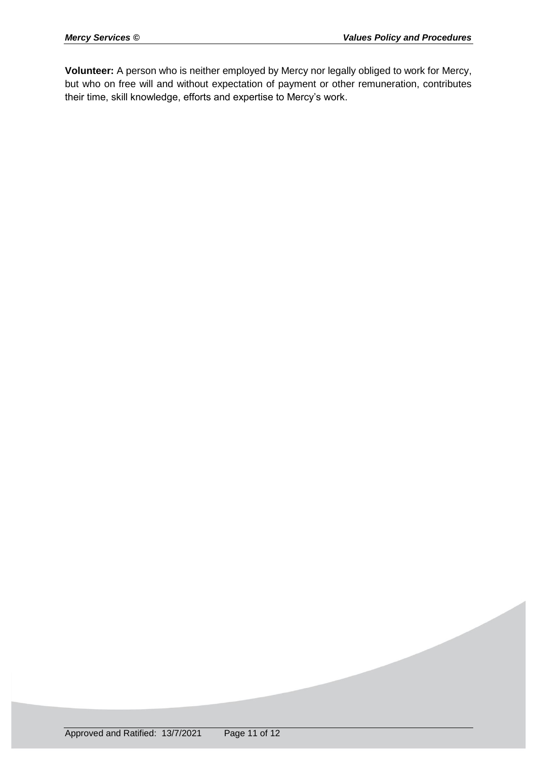**Volunteer:** A person who is neither employed by Mercy nor legally obliged to work for Mercy, but who on free will and without expectation of payment or other remuneration, contributes their time, skill knowledge, efforts and expertise to Mercy's work.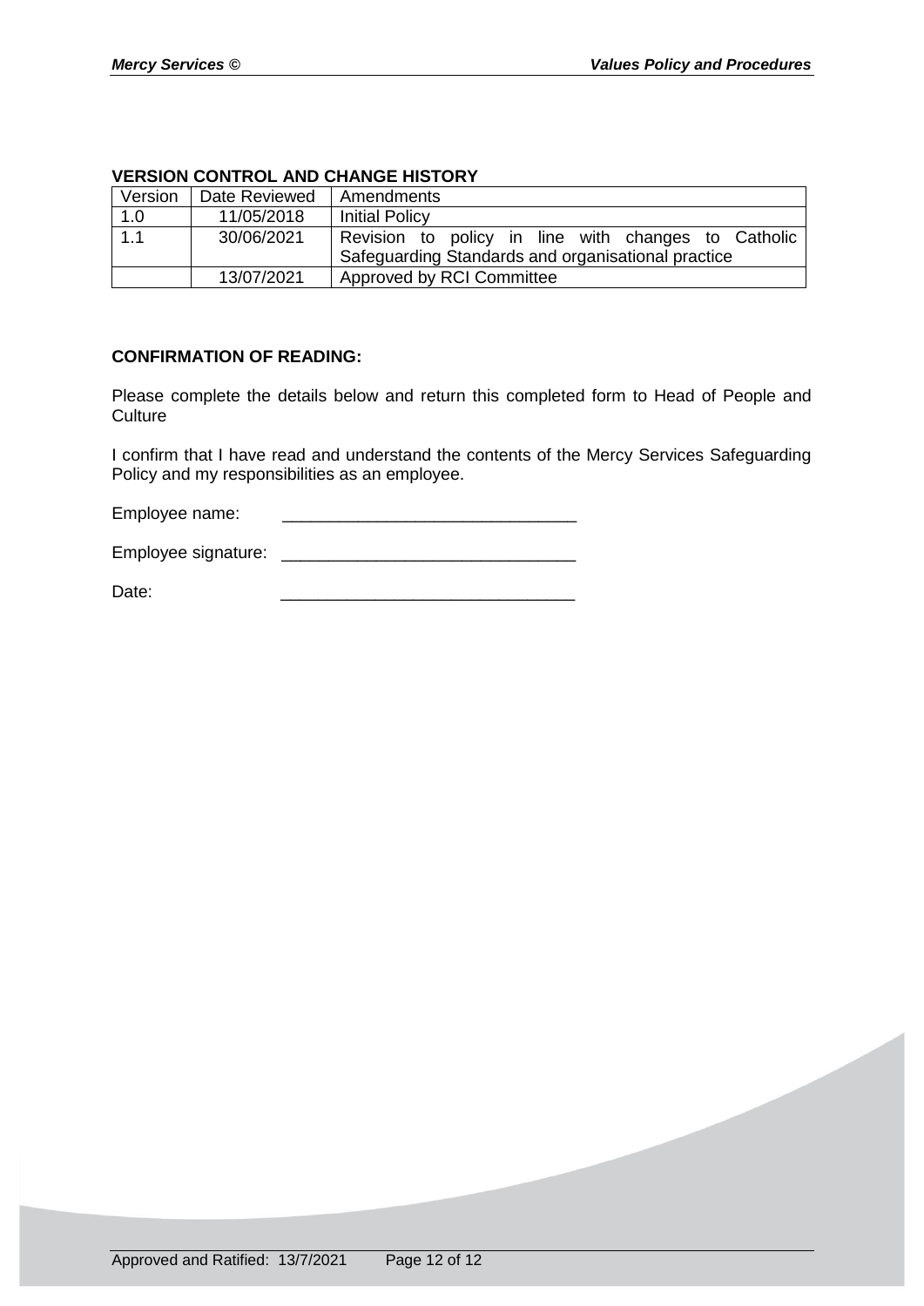**VERSION CONTROL AND CHANGE HISTORY**

| Version | Date Reviewed | Amendments |
| --- | --- | --- |
| 1.0 | 11/05/2018 | Initial Policy |
| 1.1 | 30/06/2021 | Revision to policy in line with changes to Catholic Safeguarding Standards and organisational practice |
| | 13/07/2021 | Approved by RCI Committee |

**CONFIRMATION OF READING:**

Please complete the details below and return this completed form to Head of People and Culture

I confirm that I have read and understand the contents of the Mercy Services Safeguarding Policy and my responsibilities as an employee.

Employee name: _______________________________

Employee signature: _______________________________

Date: _______________________________